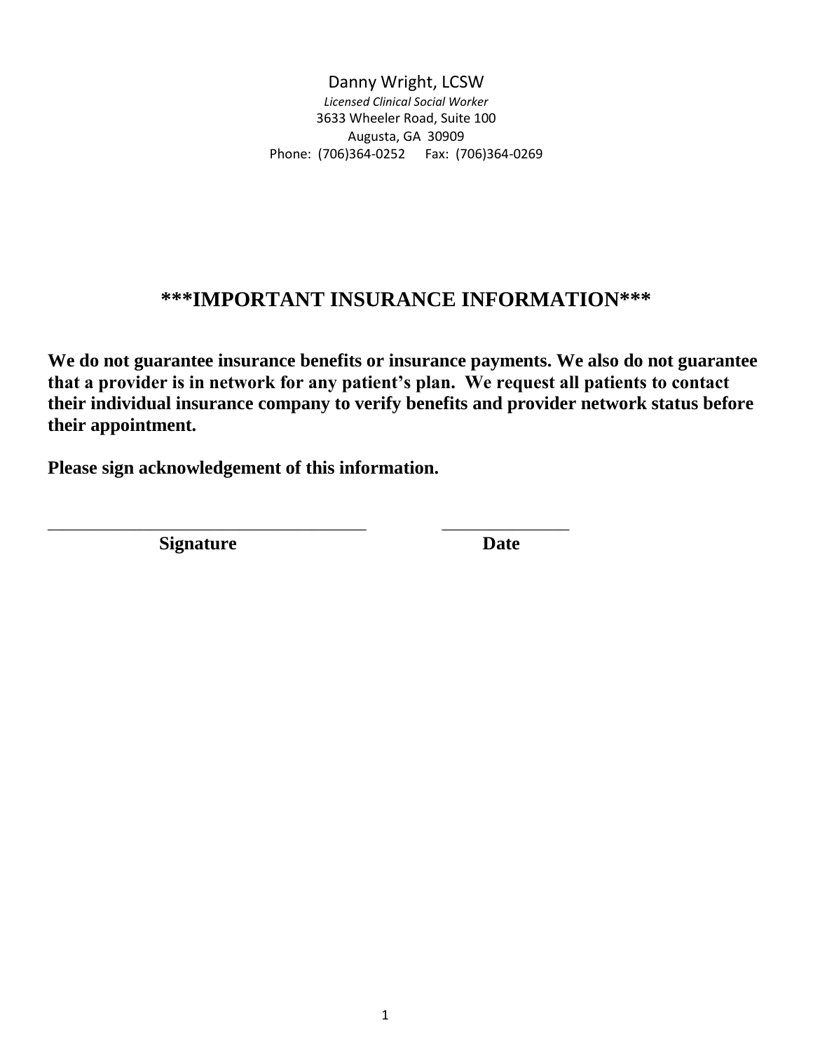Danny Wright, LCSW

*Licensed Clinical Social Worker*

3633 Wheeler Road, Suite 100

Augusta, GA 30909

Phone: (706)364-0252 Fax: (706)364-0269

# ***IMPORTANT INSURANCE INFORMATION***

**We do not guarantee insurance benefits or insurance payments. We also do not guarantee that a provider is in network for any patient's plan. We request all patients to contact their individual insurance company to verify benefits and provider network status before their appointment.**

**Please sign acknowledgement of this information.**

____________________________________ _______________

**Signature** **Date**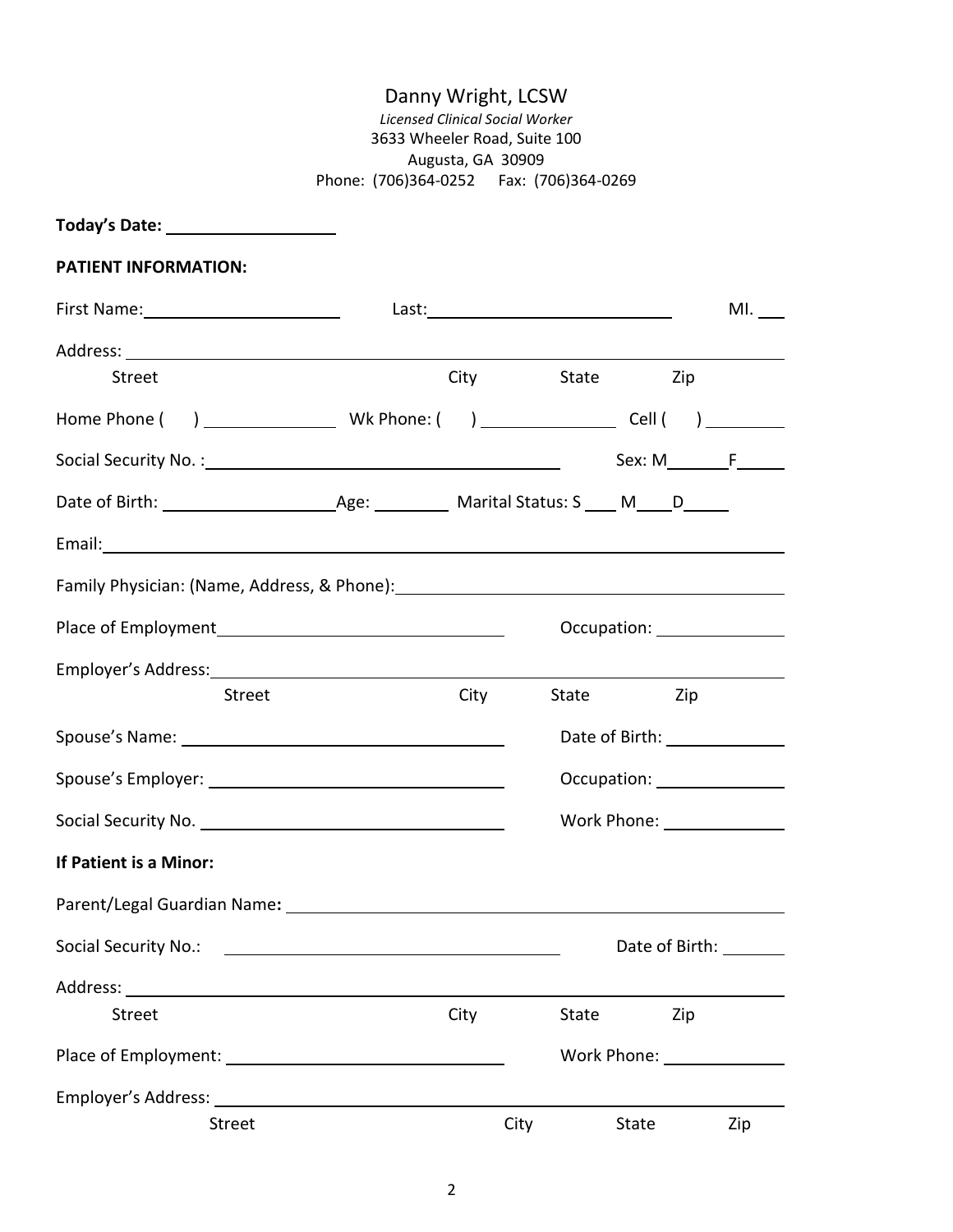Danny Wright, LCSW

*Licensed Clinical Social Worker*

3633 Wheeler Road, Suite 100

Augusta, GA 30909

Phone: (706)364-0252 Fax: (706)364-0269

**Today's Date:** ____________________

**PATIENT INFORMATION:**

First Name: ______________________ Last: ____________________________ MI. ___

Address: ______________________________________________________________

Street City State Zip

Home Phone ( ) _______________ Wk Phone: ( ) _______________ Cell ( ) _________

Social Security No. : ______________________________________ Sex: M_______F_____

Date of Birth: ___________________ Age: ________ Marital Status: S ____ M____D_____

Email: ________________________________________________________________

Family Physician: (Name, Address, & Phone): ________________________________

Place of Employment _______________________________ Occupation: ______________

Employer's Address: _____________________________________________________

Street City State Zip

Spouse's Name: ___________________________________ Date of Birth: _____________

Spouse's Employer: ________________________________ Occupation: ______________

Social Security No. ________________________________ Work Phone: ______________

**If Patient is a Minor:**

Parent/Legal Guardian Name: _______________________________________________

Social Security No.: ______________________________________ Date of Birth: _______

Address: ______________________________________________________________

Street City State Zip

Place of Employment: ______________________________ Work Phone: ______________

Employer's Address: ______________________________________________________

Street City State Zip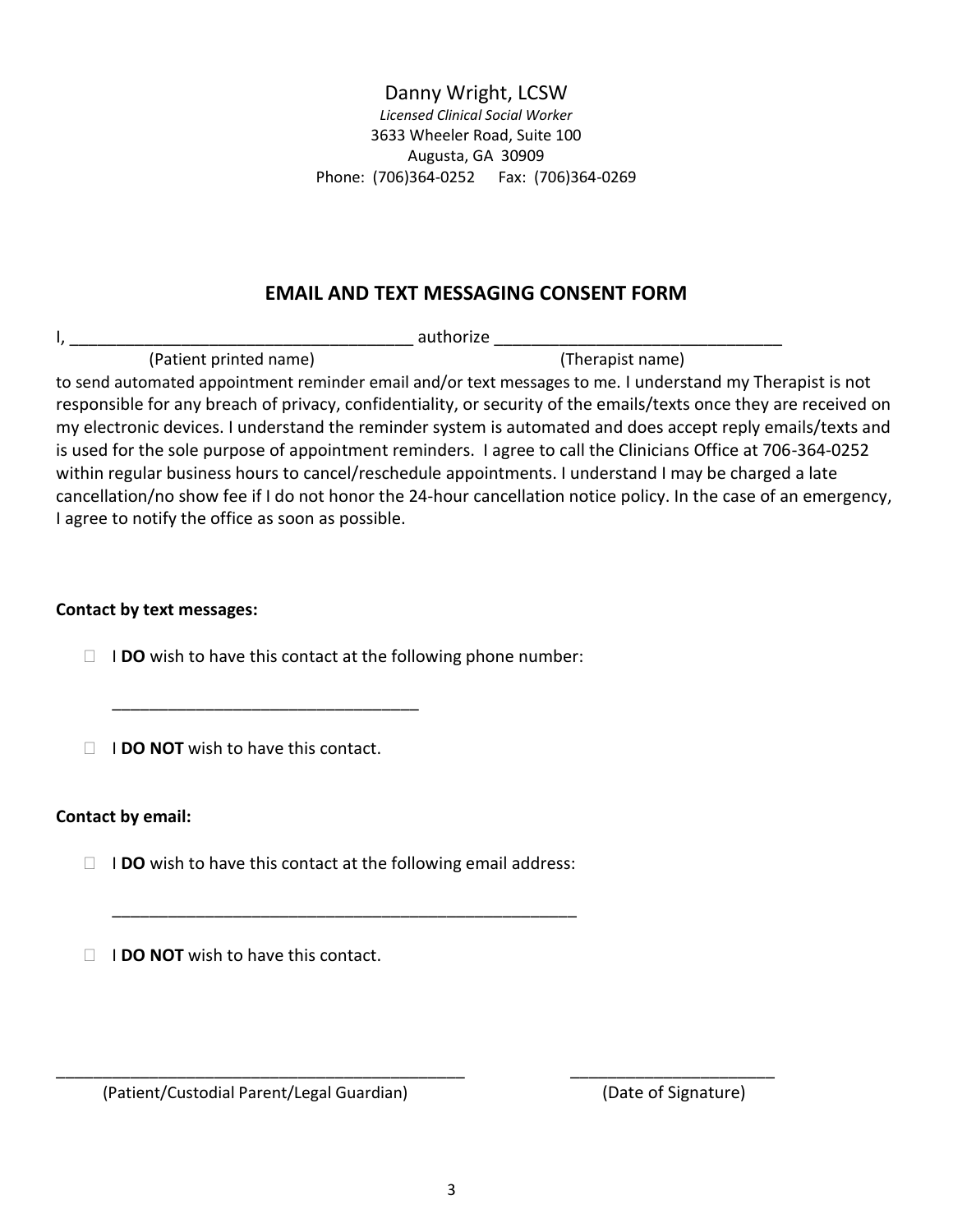Danny Wright, LCSW

*Licensed Clinical Social Worker*

3633 Wheeler Road, Suite 100

Augusta, GA 30909

Phone: (706)364-0252 Fax: (706)364-0269

## EMAIL AND TEXT MESSAGING CONSENT FORM

I, ____________________________________ authorize ______________________________

(Patient printed name) (Therapist name)

to send automated appointment reminder email and/or text messages to me. I understand my Therapist is not responsible for any breach of privacy, confidentiality, or security of the emails/texts once they are received on my electronic devices. I understand the reminder system is automated and does accept reply emails/texts and is used for the sole purpose of appointment reminders. I agree to call the Clinicians Office at 706-364-0252 within regular business hours to cancel/reschedule appointments. I understand I may be charged a late cancellation/no show fee if I do not honor the 24-hour cancellation notice policy. In the case of an emergency, I agree to notify the office as soon as possible.

**Contact by text messages:**

- ☐ I **DO** wish to have this contact at the following phone number:

  __________________________________

- ☐ I **DO NOT** wish to have this contact.

**Contact by email:**

- ☐ I **DO** wish to have this contact at the following email address:

  ___________________________________________________

- ☐ I **DO NOT** wish to have this contact.

_____________________________________________ ______________________

(Patient/Custodial Parent/Legal Guardian) (Date of Signature)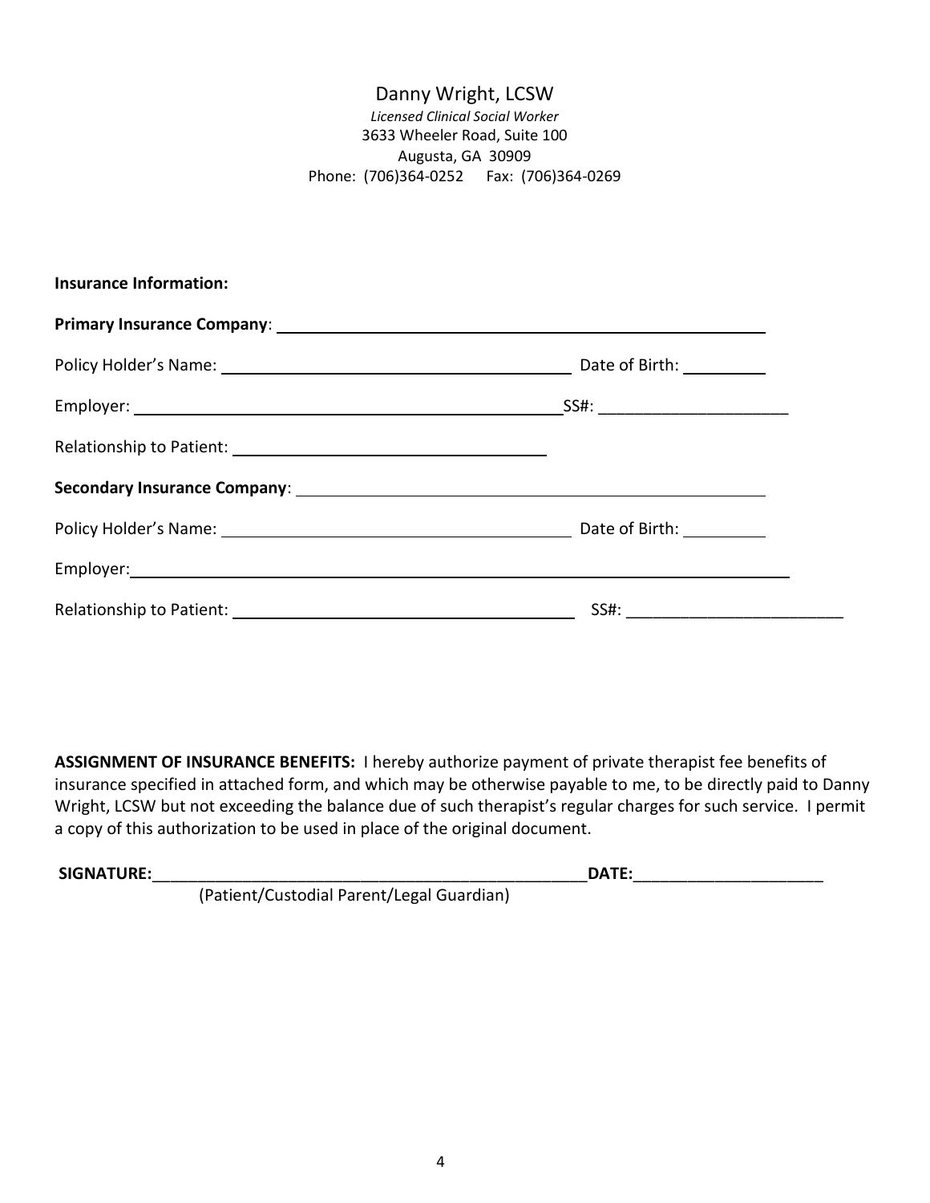Danny Wright, LCSW

*Licensed Clinical Social Worker*

3633 Wheeler Road, Suite 100

Augusta, GA 30909

Phone: (706)364-0252 Fax: (706)364-0269

**Insurance Information:**

**Primary Insurance Company**: ______________________________________________

Policy Holder's Name: ______________________________ Date of Birth: __________

Employer: ______________________________________ SS#: _____________________

Relationship to Patient: ____________________________

**Secondary Insurance Company**: ____________________________________________

Policy Holder's Name: ______________________________ Date of Birth: __________

Employer: ______________________________________________________________

Relationship to Patient: ____________________________ SS#: ________________________

**ASSIGNMENT OF INSURANCE BENEFITS:** I hereby authorize payment of private therapist fee benefits of insurance specified in attached form, and which may be otherwise payable to me, to be directly paid to Danny Wright, LCSW but not exceeding the balance due of such therapist's regular charges for such service. I permit a copy of this authorization to be used in place of the original document.

**SIGNATURE:**__________________________________________________**DATE:**_____________________

(Patient/Custodial Parent/Legal Guardian)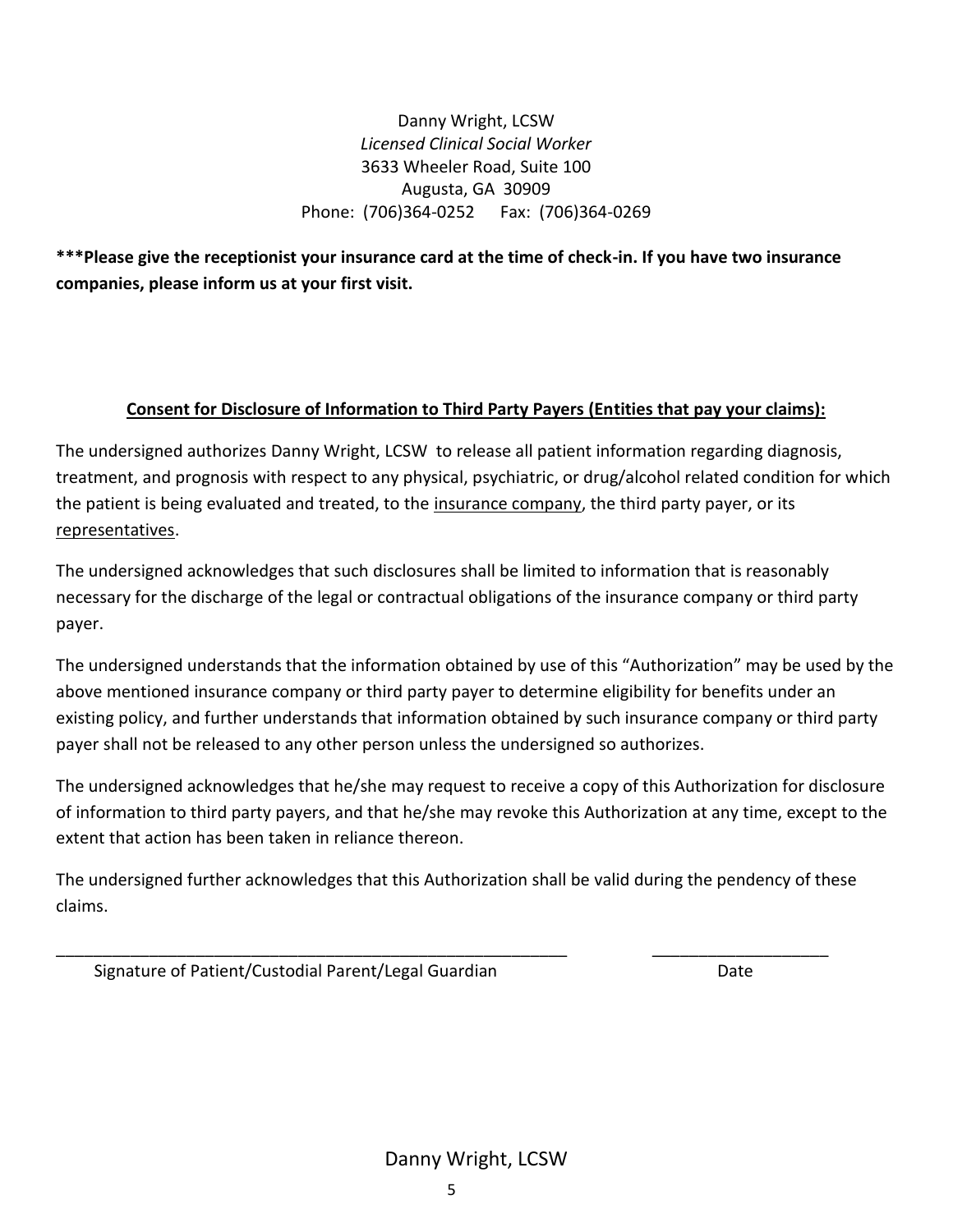Danny Wright, LCSW
*Licensed Clinical Social Worker*
3633 Wheeler Road, Suite 100
Augusta, GA 30909
Phone: (706)364-0252 Fax: (706)364-0269

**\*\*\*Please give the receptionist your insurance card at the time of check-in. If you have two insurance companies, please inform us at your first visit.**

## Consent for Disclosure of Information to Third Party Payers (Entities that pay your claims):

The undersigned authorizes Danny Wright, LCSW to release all patient information regarding diagnosis, treatment, and prognosis with respect to any physical, psychiatric, or drug/alcohol related condition for which the patient is being evaluated and treated, to the insurance company, the third party payer, or its representatives.

The undersigned acknowledges that such disclosures shall be limited to information that is reasonably necessary for the discharge of the legal or contractual obligations of the insurance company or third party payer.

The undersigned understands that the information obtained by use of this "Authorization" may be used by the above mentioned insurance company or third party payer to determine eligibility for benefits under an existing policy, and further understands that information obtained by such insurance company or third party payer shall not be released to any other person unless the undersigned so authorizes.

The undersigned acknowledges that he/she may request to receive a copy of this Authorization for disclosure of information to third party payers, and that he/she may revoke this Authorization at any time, except to the extent that action has been taken in reliance thereon.

The undersigned further acknowledges that this Authorization shall be valid during the pendency of these claims.

\_\_\_\_\_\_\_\_\_\_\_\_\_\_\_\_\_\_\_\_\_\_\_\_\_\_\_\_\_\_\_\_\_\_\_\_\_\_\_\_\_\_\_\_\_\_\_\_\_\_\_\_\_\_ \_\_\_\_\_\_\_\_\_\_\_\_\_\_\_\_\_\_\_\_
Signature of Patient/Custodial Parent/Legal Guardian Date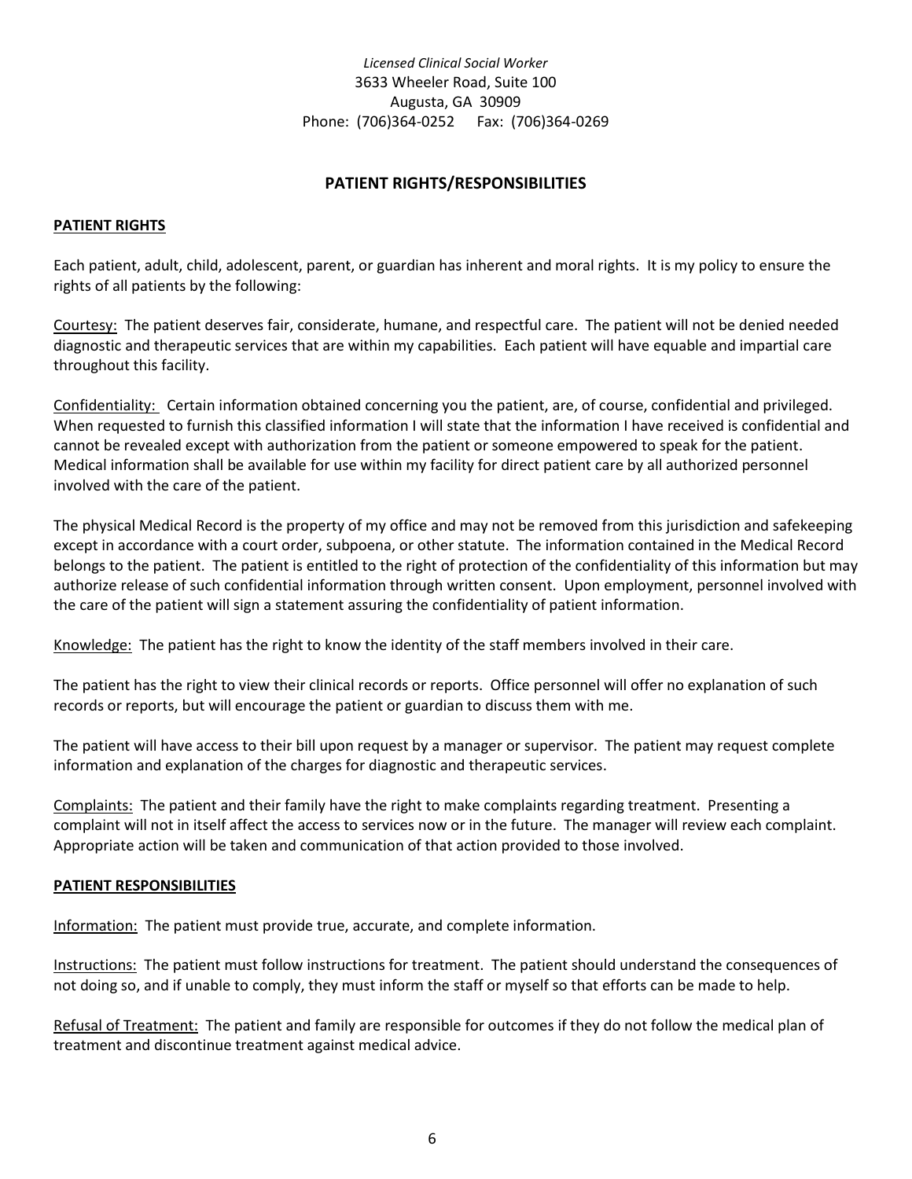*Licensed Clinical Social Worker*
3633 Wheeler Road, Suite 100
Augusta, GA 30909
Phone: (706)364-0252 Fax: (706)364-0269

## PATIENT RIGHTS/RESPONSIBILITIES

### PATIENT RIGHTS

Each patient, adult, child, adolescent, parent, or guardian has inherent and moral rights. It is my policy to ensure the rights of all patients by the following:

Courtesy: The patient deserves fair, considerate, humane, and respectful care. The patient will not be denied needed diagnostic and therapeutic services that are within my capabilities. Each patient will have equable and impartial care throughout this facility.

Confidentiality: Certain information obtained concerning you the patient, are, of course, confidential and privileged. When requested to furnish this classified information I will state that the information I have received is confidential and cannot be revealed except with authorization from the patient or someone empowered to speak for the patient. Medical information shall be available for use within my facility for direct patient care by all authorized personnel involved with the care of the patient.

The physical Medical Record is the property of my office and may not be removed from this jurisdiction and safekeeping except in accordance with a court order, subpoena, or other statute. The information contained in the Medical Record belongs to the patient. The patient is entitled to the right of protection of the confidentiality of this information but may authorize release of such confidential information through written consent. Upon employment, personnel involved with the care of the patient will sign a statement assuring the confidentiality of patient information.

Knowledge: The patient has the right to know the identity of the staff members involved in their care.

The patient has the right to view their clinical records or reports. Office personnel will offer no explanation of such records or reports, but will encourage the patient or guardian to discuss them with me.

The patient will have access to their bill upon request by a manager or supervisor. The patient may request complete information and explanation of the charges for diagnostic and therapeutic services.

Complaints: The patient and their family have the right to make complaints regarding treatment. Presenting a complaint will not in itself affect the access to services now or in the future. The manager will review each complaint. Appropriate action will be taken and communication of that action provided to those involved.

### PATIENT RESPONSIBILITIES

Information: The patient must provide true, accurate, and complete information.

Instructions: The patient must follow instructions for treatment. The patient should understand the consequences of not doing so, and if unable to comply, they must inform the staff or myself so that efforts can be made to help.

Refusal of Treatment: The patient and family are responsible for outcomes if they do not follow the medical plan of treatment and discontinue treatment against medical advice.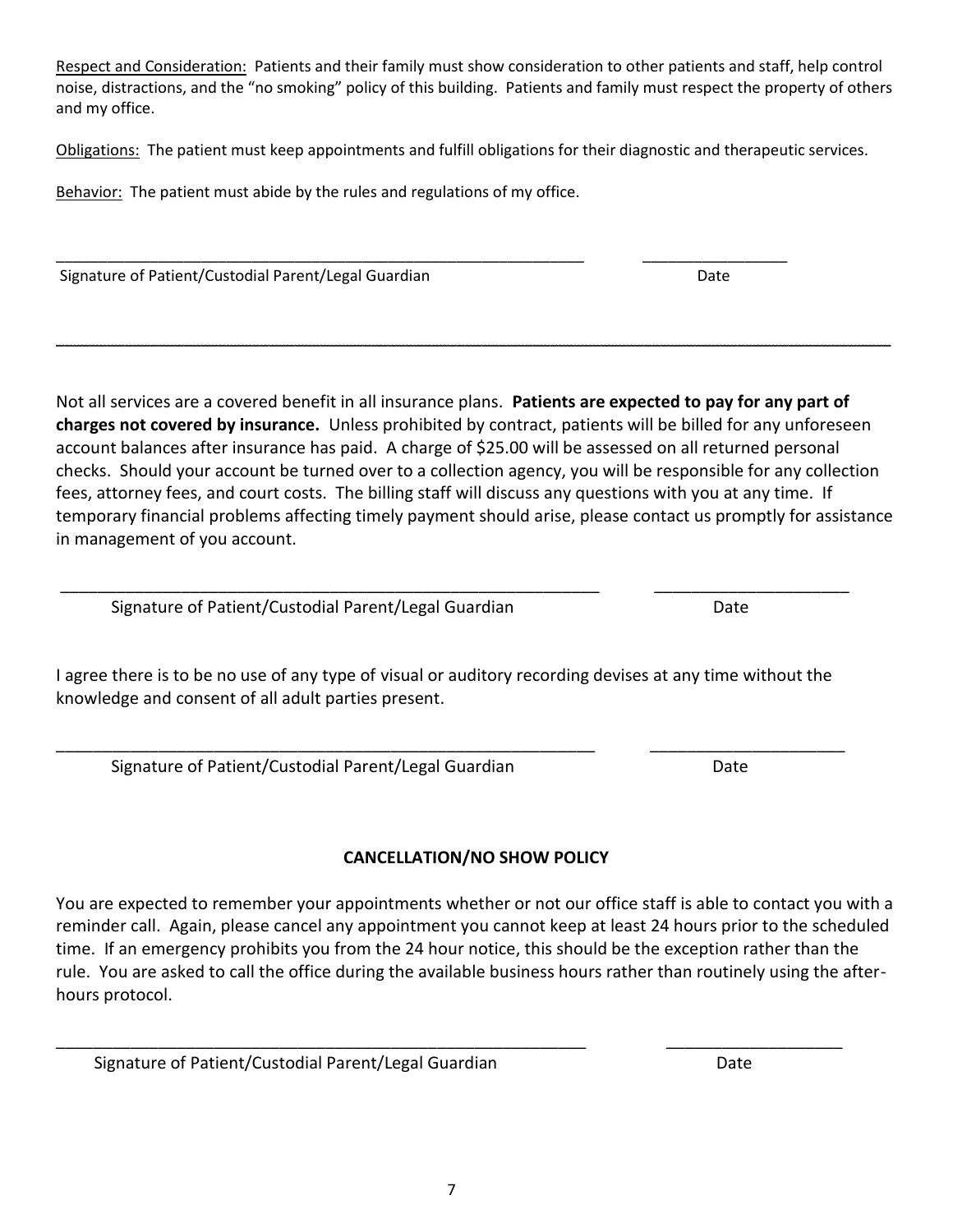<u>Respect and Consideration:</u> Patients and their family must show consideration to other patients and staff, help control noise, distractions, and the "no smoking" policy of this building. Patients and family must respect the property of others and my office.

<u>Obligations:</u> The patient must keep appointments and fulfill obligations for their diagnostic and therapeutic services.

<u>Behavior:</u> The patient must abide by the rules and regulations of my office.

_______________________________________________ ______________

Signature of Patient/Custodial Parent/Legal Guardian Date

---

Not all services are a covered benefit in all insurance plans. **Patients are expected to pay for any part of charges not covered by insurance.** Unless prohibited by contract, patients will be billed for any unforeseen account balances after insurance has paid. A charge of $25.00 will be assessed on all returned personal checks. Should your account be turned over to a collection agency, you will be responsible for any collection fees, attorney fees, and court costs. The billing staff will discuss any questions with you at any time. If temporary financial problems affecting timely payment should arise, please contact us promptly for assistance in management of you account.

_______________________________________________ ______________

Signature of Patient/Custodial Parent/Legal Guardian Date

I agree there is to be no use of any type of visual or auditory recording devises at any time without the knowledge and consent of all adult parties present.

_______________________________________________ ______________

Signature of Patient/Custodial Parent/Legal Guardian Date

**CANCELLATION/NO SHOW POLICY**

You are expected to remember your appointments whether or not our office staff is able to contact you with a reminder call. Again, please cancel any appointment you cannot keep at least 24 hours prior to the scheduled time. If an emergency prohibits you from the 24 hour notice, this should be the exception rather than the rule. You are asked to call the office during the available business hours rather than routinely using the after-hours protocol.

_______________________________________________ ______________

Signature of Patient/Custodial Parent/Legal Guardian Date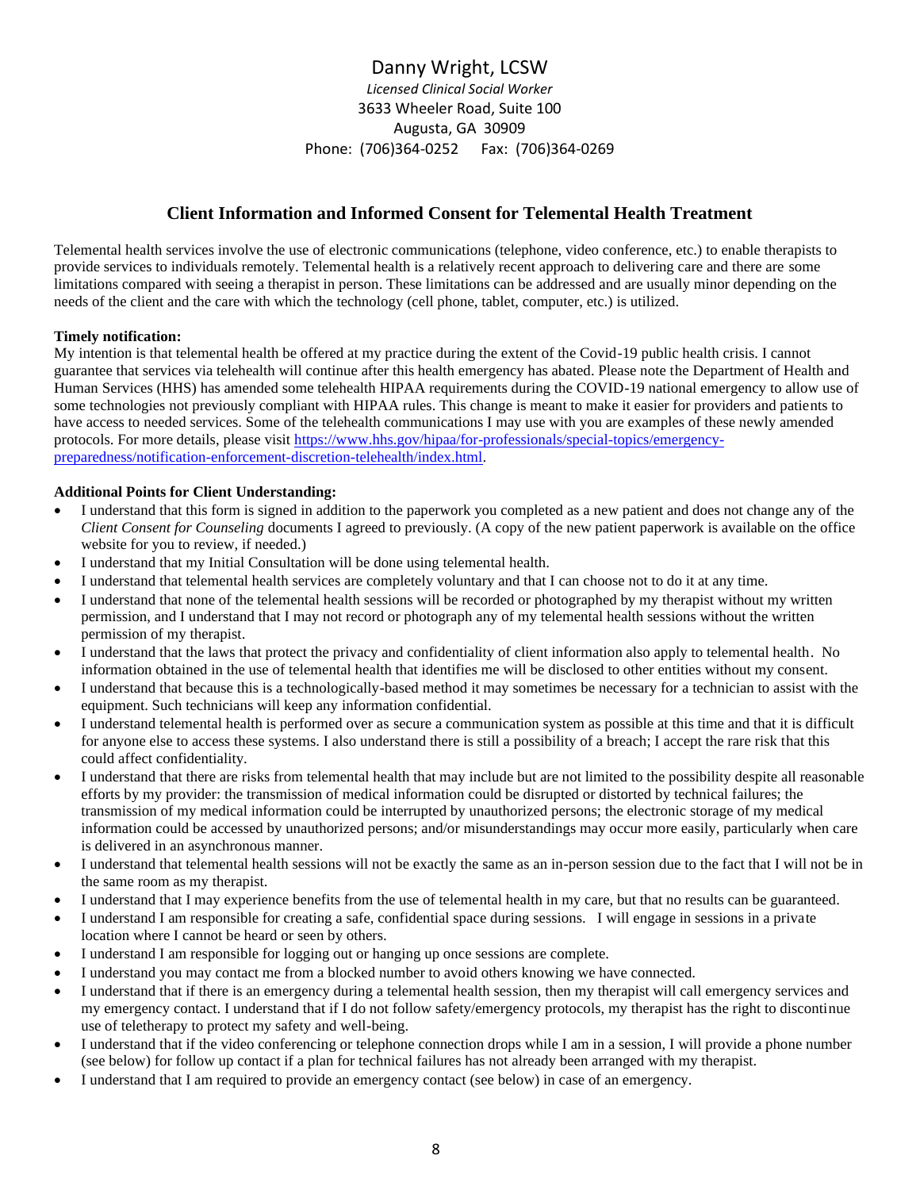Danny Wright, LCSW

*Licensed Clinical Social Worker*

3633 Wheeler Road, Suite 100

Augusta, GA 30909

Phone: (706)364-0252 Fax: (706)364-0269

## Client Information and Informed Consent for Telemental Health Treatment

Telemental health services involve the use of electronic communications (telephone, video conference, etc.) to enable therapists to provide services to individuals remotely. Telemental health is a relatively recent approach to delivering care and there are some limitations compared with seeing a therapist in person. These limitations can be addressed and are usually minor depending on the needs of the client and the care with which the technology (cell phone, tablet, computer, etc.) is utilized.

**Timely notification:**

My intention is that telemental health be offered at my practice during the extent of the Covid-19 public health crisis. I cannot guarantee that services via telehealth will continue after this health emergency has abated. Please note the Department of Health and Human Services (HHS) has amended some telehealth HIPAA requirements during the COVID-19 national emergency to allow use of some technologies not previously compliant with HIPAA rules. This change is meant to make it easier for providers and patients to have access to needed services. Some of the telehealth communications I may use with you are examples of these newly amended protocols. For more details, please visit [https://www.hhs.gov/hipaa/for-professionals/special-topics/emergency-preparedness/notification-enforcement-discretion-telehealth/index.html](https://www.hhs.gov/hipaa/for-professionals/special-topics/emergency-preparedness/notification-enforcement-discretion-telehealth/index.html).

**Additional Points for Client Understanding:**

- I understand that this form is signed in addition to the paperwork you completed as a new patient and does not change any of the *Client Consent for Counseling* documents I agreed to previously. (A copy of the new patient paperwork is available on the office website for you to review, if needed.)
- I understand that my Initial Consultation will be done using telemental health.
- I understand that telemental health services are completely voluntary and that I can choose not to do it at any time.
- I understand that none of the telemental health sessions will be recorded or photographed by my therapist without my written permission, and I understand that I may not record or photograph any of my telemental health sessions without the written permission of my therapist.
- I understand that the laws that protect the privacy and confidentiality of client information also apply to telemental health. No information obtained in the use of telemental health that identifies me will be disclosed to other entities without my consent.
- I understand that because this is a technologically-based method it may sometimes be necessary for a technician to assist with the equipment. Such technicians will keep any information confidential.
- I understand telemental health is performed over as secure a communication system as possible at this time and that it is difficult for anyone else to access these systems. I also understand there is still a possibility of a breach; I accept the rare risk that this could affect confidentiality.
- I understand that there are risks from telemental health that may include but are not limited to the possibility despite all reasonable efforts by my provider: the transmission of medical information could be disrupted or distorted by technical failures; the transmission of my medical information could be interrupted by unauthorized persons; the electronic storage of my medical information could be accessed by unauthorized persons; and/or misunderstandings may occur more easily, particularly when care is delivered in an asynchronous manner.
- I understand that telemental health sessions will not be exactly the same as an in-person session due to the fact that I will not be in the same room as my therapist.
- I understand that I may experience benefits from the use of telemental health in my care, but that no results can be guaranteed.
- I understand that I am responsible for creating a safe, confidential space during sessions. I will engage in sessions in a private location where I cannot be heard or seen by others.
- I understand I am responsible for logging out or hanging up once sessions are complete.
- I understand you may contact me from a blocked number to avoid others knowing we have connected.
- I understand that if there is an emergency during a telemental health session, then my therapist will call emergency services and my emergency contact. I understand that if I do not follow safety/emergency protocols, my therapist has the right to discontinue use of teletherapy to protect my safety and well-being.
- I understand that if the video conferencing or telephone connection drops while I am in a session, I will provide a phone number (see below) for follow up contact if a plan for technical failures has not already been arranged with my therapist.
- I understand that I am required to provide an emergency contact (see below) in case of an emergency.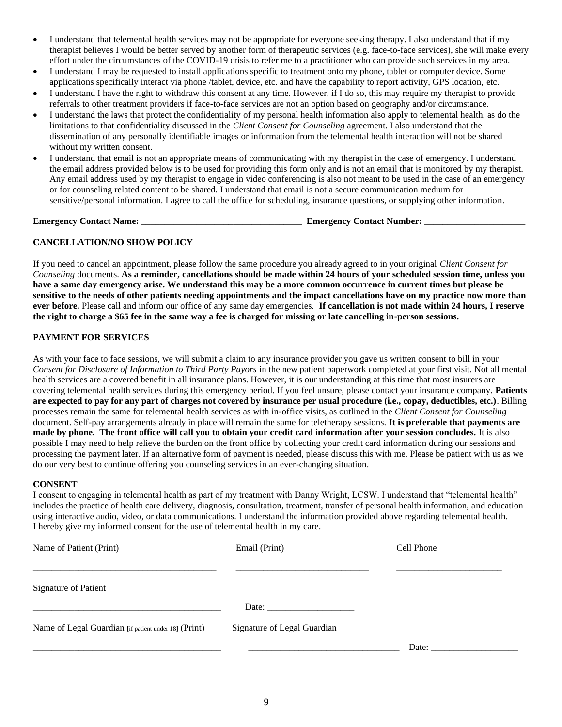- I understand that telemental health services may not be appropriate for everyone seeking therapy. I also understand that if my therapist believes I would be better served by another form of therapeutic services (e.g. face-to-face services), she will make every effort under the circumstances of the COVID-19 crisis to refer me to a practitioner who can provide such services in my area.
- I understand I may be requested to install applications specific to treatment onto my phone, tablet or computer device. Some applications specifically interact via phone /tablet, device, etc. and have the capability to report activity, GPS location, etc.
- I understand I have the right to withdraw this consent at any time. However, if I do so, this may require my therapist to provide referrals to other treatment providers if face-to-face services are not an option based on geography and/or circumstance.
- I understand the laws that protect the confidentiality of my personal health information also apply to telemental health, as do the limitations to that confidentiality discussed in the *Client Consent for Counseling* agreement. I also understand that the dissemination of any personally identifiable images or information from the telemental health interaction will not be shared without my written consent.
- I understand that email is not an appropriate means of communicating with my therapist in the case of emergency. I understand the email address provided below is to be used for providing this form only and is not an email that is monitored by my therapist. Any email address used by my therapist to engage in video conferencing is also not meant to be used in the case of an emergency or for counseling related content to be shared. I understand that email is not a secure communication medium for sensitive/personal information. I agree to call the office for scheduling, insurance questions, or supplying other information.

**Emergency Contact Name: ___________________________________ Emergency Contact Number: ______________________**

**CANCELLATION/NO SHOW POLICY**

If you need to cancel an appointment, please follow the same procedure you already agreed to in your original *Client Consent for Counseling* documents. **As a reminder, cancellations should be made within 24 hours of your scheduled session time, unless you have a same day emergency arise. We understand this may be a more common occurrence in current times but please be sensitive to the needs of other patients needing appointments and the impact cancellations have on my practice now more than ever before.** Please call and inform our office of any same day emergencies. **If cancellation is not made within 24 hours, I reserve the right to charge a $65 fee in the same way a fee is charged for missing or late cancelling in-person sessions.**

**PAYMENT FOR SERVICES**

As with your face to face sessions, we will submit a claim to any insurance provider you gave us written consent to bill in your *Consent for Disclosure of Information to Third Party Payors* in the new patient paperwork completed at your first visit. Not all mental health services are a covered benefit in all insurance plans. However, it is our understanding at this time that most insurers are covering telemental health services during this emergency period. If you feel unsure, please contact your insurance company. **Patients are expected to pay for any part of charges not covered by insurance per usual procedure (i.e., copay, deductibles, etc.)**. Billing processes remain the same for telemental health services as with in-office visits, as outlined in the *Client Consent for Counseling* document. Self-pay arrangements already in place will remain the same for teletherapy sessions. **It is preferable that payments are made by phone. The front office will call you to obtain your credit card information after your session concludes.** It is also possible I may need to help relieve the burden on the front office by collecting your credit card information during our sessions and processing the payment later. If an alternative form of payment is needed, please discuss this with me. Please be patient with us as we do our very best to continue offering you counseling services in an ever-changing situation.

**CONSENT**

I consent to engaging in telemental health as part of my treatment with Danny Wright, LCSW. I understand that "telemental health" includes the practice of health care delivery, diagnosis, consultation, treatment, transfer of personal health information, and education using interactive audio, video, or data communications. I understand the information provided above regarding telemental health. I hereby give my informed consent for the use of telemental health in my care.

Name of Patient (Print) ________________________________________

Email (Print) ____________________________

Cell Phone ______________________

Signature of Patient ________________________________________

Date: ___________________

Name of Legal Guardian [if patient under 18] (Print) __________________________________________

Signature of Legal Guardian _________________________________

Date: ___________________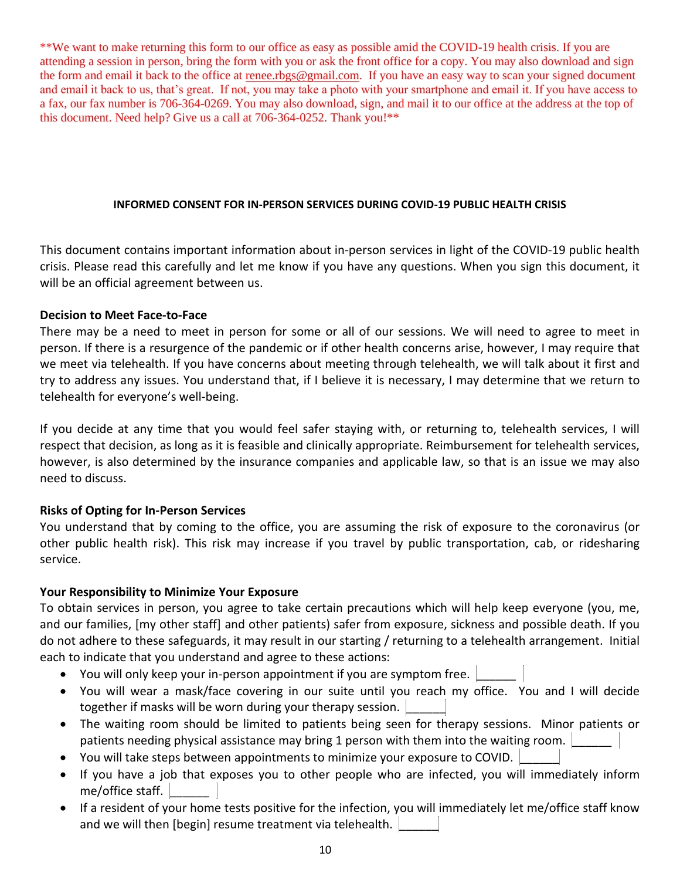**We want to make returning this form to our office as easy as possible amid the COVID-19 health crisis. If you are attending a session in person, bring the form with you or ask the front office for a copy. You may also download and sign the form and email it back to the office at renee.rbgs@gmail.com. If you have an easy way to scan your signed document and email it back to us, that's great. If not, you may take a photo with your smartphone and email it. If you have access to a fax, our fax number is 706-364-0269. You may also download, sign, and mail it to our office at the address at the top of this document. Need help? Give us a call at 706-364-0252. Thank you!**

## INFORMED CONSENT FOR IN-PERSON SERVICES DURING COVID-19 PUBLIC HEALTH CRISIS

This document contains important information about in-person services in light of the COVID-19 public health crisis. Please read this carefully and let me know if you have any questions. When you sign this document, it will be an official agreement between us.

**Decision to Meet Face-to-Face**

There may be a need to meet in person for some or all of our sessions. We will need to agree to meet in person. If there is a resurgence of the pandemic or if other health concerns arise, however, I may require that we meet via telehealth. If you have concerns about meeting through telehealth, we will talk about it first and try to address any issues. You understand that, if I believe it is necessary, I may determine that we return to telehealth for everyone's well-being.

If you decide at any time that you would feel safer staying with, or returning to, telehealth services, I will respect that decision, as long as it is feasible and clinically appropriate. Reimbursement for telehealth services, however, is also determined by the insurance companies and applicable law, so that is an issue we may also need to discuss.

**Risks of Opting for In-Person Services**

You understand that by coming to the office, you are assuming the risk of exposure to the coronavirus (or other public health risk). This risk may increase if you travel by public transportation, cab, or ridesharing service.

**Your Responsibility to Minimize Your Exposure**

To obtain services in person, you agree to take certain precautions which will help keep everyone (you, me, and our families, [my other staff] and other patients) safer from exposure, sickness and possible death. If you do not adhere to these safeguards, it may result in our starting / returning to a telehealth arrangement. Initial each to indicate that you understand and agree to these actions:

- You will only keep your in-person appointment if you are symptom free. ______
- You will wear a mask/face covering in our suite until you reach my office. You and I will decide together if masks will be worn during your therapy session. ______
- The waiting room should be limited to patients being seen for therapy sessions. Minor patients or patients needing physical assistance may bring 1 person with them into the waiting room. ______
- You will take steps between appointments to minimize your exposure to COVID. ______
- If you have a job that exposes you to other people who are infected, you will immediately inform me/office staff. ______
- If a resident of your home tests positive for the infection, you will immediately let me/office staff know and we will then [begin] resume treatment via telehealth. ______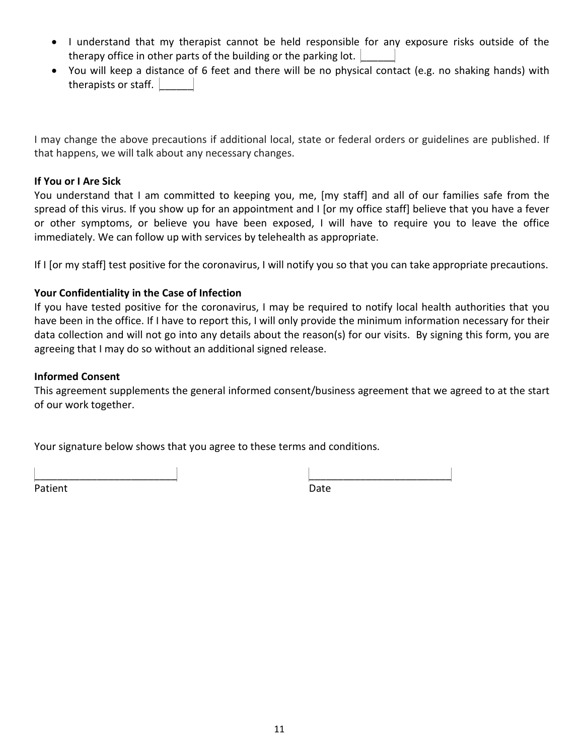- I understand that my therapist cannot be held responsible for any exposure risks outside of the therapy office in other parts of the building or the parking lot. ______
- You will keep a distance of 6 feet and there will be no physical contact (e.g. no shaking hands) with therapists or staff. ______

I may change the above precautions if additional local, state or federal orders or guidelines are published. If that happens, we will talk about any necessary changes.

**If You or I Are Sick**

You understand that I am committed to keeping you, me, [my staff] and all of our families safe from the spread of this virus. If you show up for an appointment and I [or my office staff] believe that you have a fever or other symptoms, or believe you have been exposed, I will have to require you to leave the office immediately. We can follow up with services by telehealth as appropriate.

If I [or my staff] test positive for the coronavirus, I will notify you so that you can take appropriate precautions.

**Your Confidentiality in the Case of Infection**

If you have tested positive for the coronavirus, I may be required to notify local health authorities that you have been in the office. If I have to report this, I will only provide the minimum information necessary for their data collection and will not go into any details about the reason(s) for our visits. By signing this form, you are agreeing that I may do so without an additional signed release.

**Informed Consent**

This agreement supplements the general informed consent/business agreement that we agreed to at the start of our work together.

Your signature below shows that you agree to these terms and conditions.

_________________________ _________________________

Patient Date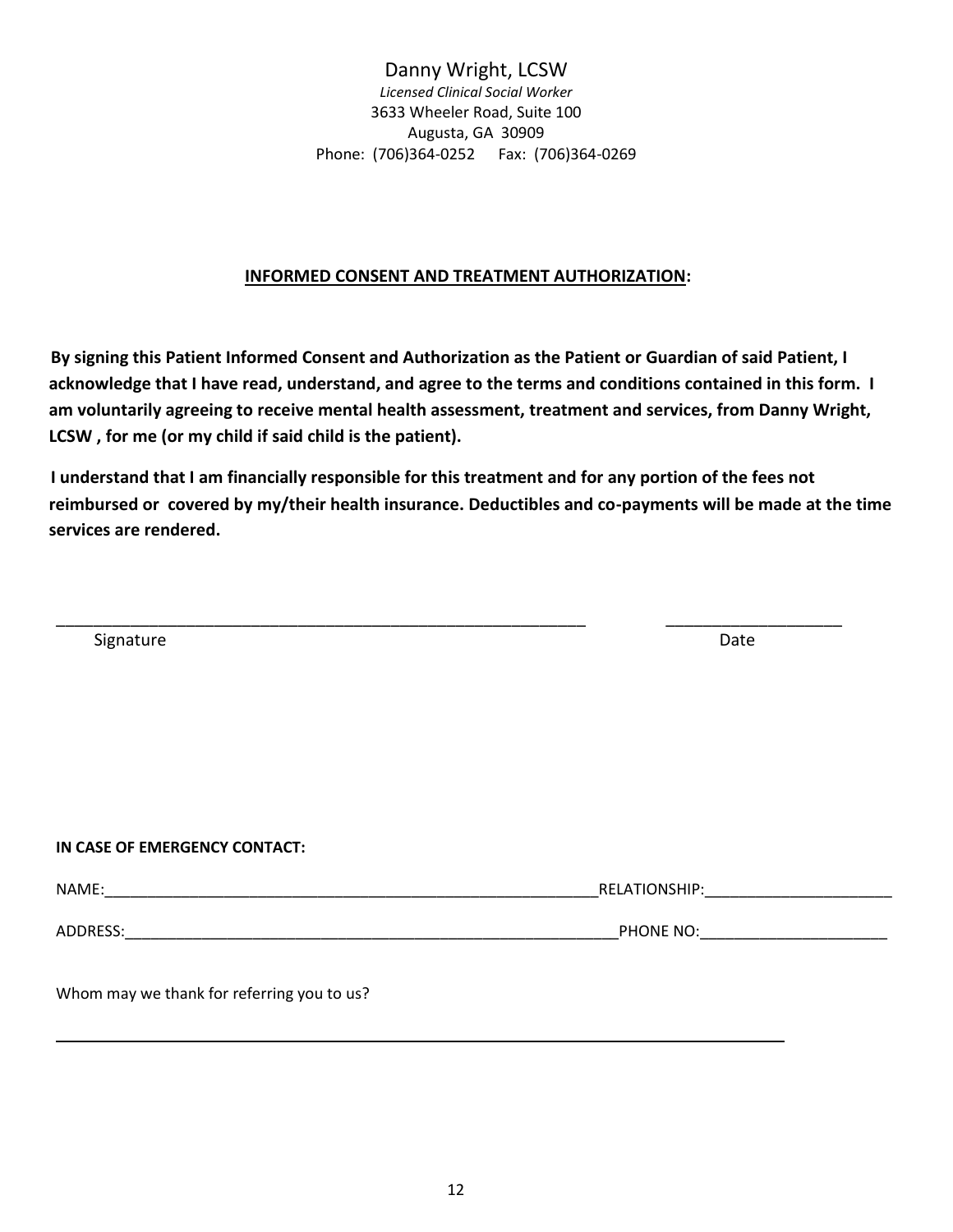Danny Wright, LCSW
*Licensed Clinical Social Worker*
3633 Wheeler Road, Suite 100
Augusta, GA 30909
Phone: (706)364-0252 Fax: (706)364-0269

## INFORMED CONSENT AND TREATMENT AUTHORIZATION:

**By signing this Patient Informed Consent and Authorization as the Patient or Guardian of said Patient, I acknowledge that I have read, understand, and agree to the terms and conditions contained in this form. I am voluntarily agreeing to receive mental health assessment, treatment and services, from Danny Wright, LCSW , for me (or my child if said child is the patient).**

**I understand that I am financially responsible for this treatment and for any portion of the fees not reimbursed or covered by my/their health insurance. Deductibles and co-payments will be made at the time services are rendered.**

_____________________________________________________________ ___________________
Signature Date

**IN CASE OF EMERGENCY CONTACT:**

NAME:___________________________________________________________RELATIONSHIP:______________________

ADDRESS:_________________________________________________________PHONE NO:______________________

Whom may we thank for referring you to us?

_______________________________________________________________________________________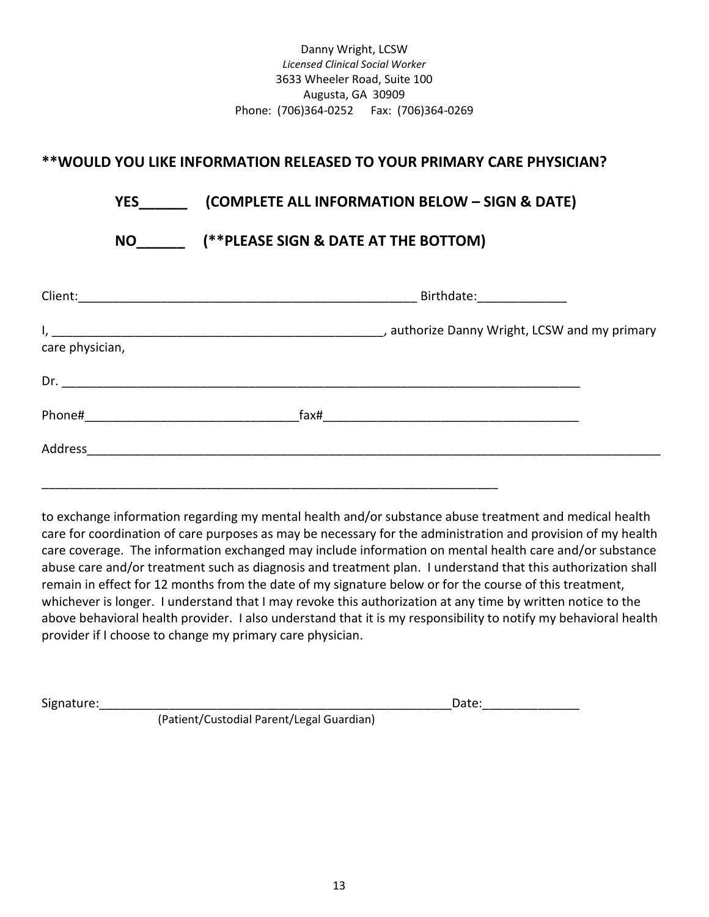Danny Wright, LCSW
*Licensed Clinical Social Worker*
3633 Wheeler Road, Suite 100
Augusta, GA 30909
Phone: (706)364-0252 Fax: (706)364-0269

**\*\*WOULD YOU LIKE INFORMATION RELEASED TO YOUR PRIMARY CARE PHYSICIAN?**

**YES______ (COMPLETE ALL INFORMATION BELOW – SIGN & DATE)**

**NO______ (\*\*PLEASE SIGN & DATE AT THE BOTTOM)**

Client:__________________________________________________ Birthdate:_____________

I, __________________________________________________, authorize Danny Wright, LCSW and my primary care physician,

Dr. ____________________________________________________________________________

Phone#______________________________fax#_____________________________________

Address_________________________________________________________________________________

____________________________________________________________________

to exchange information regarding my mental health and/or substance abuse treatment and medical health care for coordination of care purposes as may be necessary for the administration and provision of my health care coverage. The information exchanged may include information on mental health care and/or substance abuse care and/or treatment such as diagnosis and treatment plan. I understand that this authorization shall remain in effect for 12 months from the date of my signature below or for the course of this treatment, whichever is longer. I understand that I may revoke this authorization at any time by written notice to the above behavioral health provider. I also understand that it is my responsibility to notify my behavioral health provider if I choose to change my primary care physician.

Signature:_____________________________________________________Date:______________
(Patient/Custodial Parent/Legal Guardian)